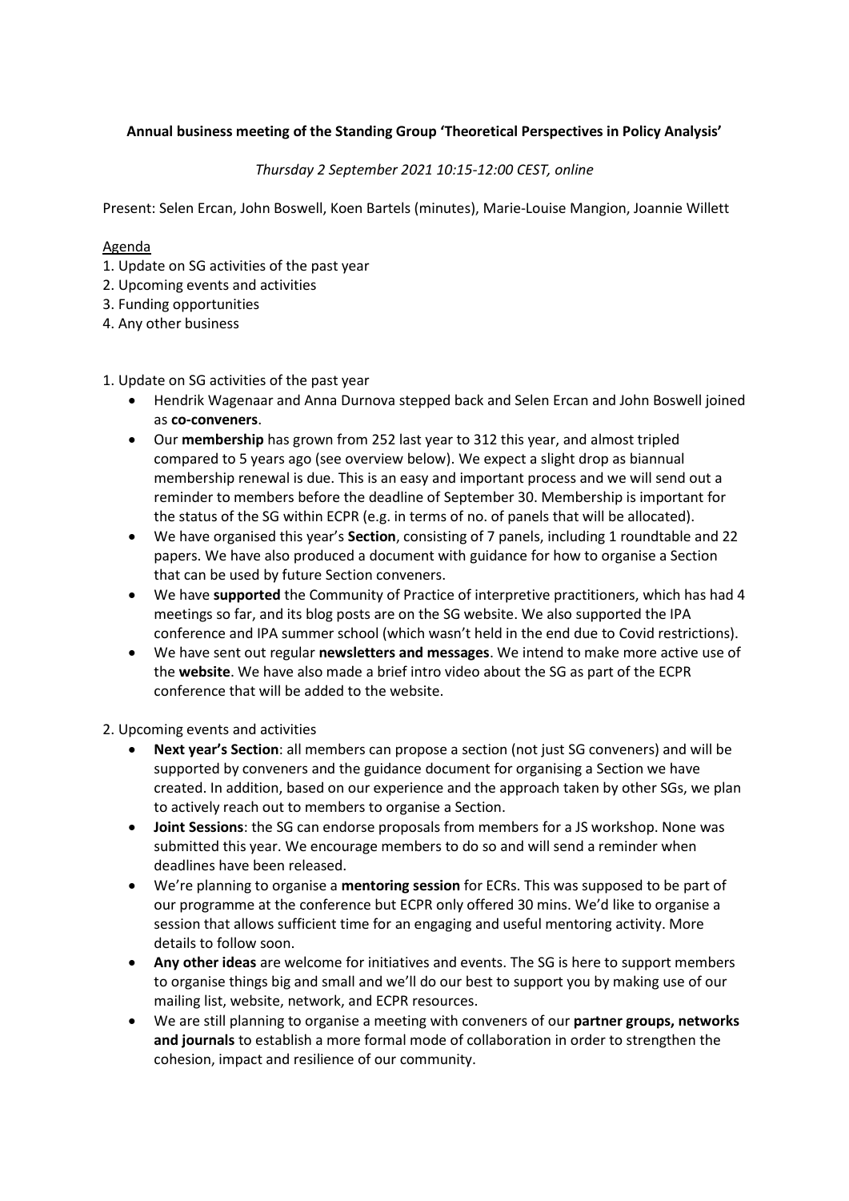**Annual business meeting of the Standing Group 'Theoretical Perspectives in Policy Analysis'**

*Thursday 2 September 2021 10:15-12:00 CEST, online*

Present: Selen Ercan, John Boswell, Koen Bartels (minutes), Marie-Louise Mangion, Joannie Willett

Agenda

1. Update on SG activities of the past year
2. Upcoming events and activities
3. Funding opportunities
4. Any other business

1. Update on SG activities of the past year

- Hendrik Wagenaar and Anna Durnova stepped back and Selen Ercan and John Boswell joined as **co-conveners**.
- Our **membership** has grown from 252 last year to 312 this year, and almost tripled compared to 5 years ago (see overview below). We expect a slight drop as biannual membership renewal is due. This is an easy and important process and we will send out a reminder to members before the deadline of September 30. Membership is important for the status of the SG within ECPR (e.g. in terms of no. of panels that will be allocated).
- We have organised this year's **Section**, consisting of 7 panels, including 1 roundtable and 22 papers. We have also produced a document with guidance for how to organise a Section that can be used by future Section conveners.
- We have **supported** the Community of Practice of interpretive practitioners, which has had 4 meetings so far, and its blog posts are on the SG website. We also supported the IPA conference and IPA summer school (which wasn't held in the end due to Covid restrictions).
- We have sent out regular **newsletters and messages**. We intend to make more active use of the **website**. We have also made a brief intro video about the SG as part of the ECPR conference that will be added to the website.

2. Upcoming events and activities

- **Next year's Section**: all members can propose a section (not just SG conveners) and will be supported by conveners and the guidance document for organising a Section we have created. In addition, based on our experience and the approach taken by other SGs, we plan to actively reach out to members to organise a Section.
- **Joint Sessions**: the SG can endorse proposals from members for a JS workshop. None was submitted this year. We encourage members to do so and will send a reminder when deadlines have been released.
- We're planning to organise a **mentoring session** for ECRs. This was supposed to be part of our programme at the conference but ECPR only offered 30 mins. We'd like to organise a session that allows sufficient time for an engaging and useful mentoring activity. More details to follow soon.
- **Any other ideas** are welcome for initiatives and events. The SG is here to support members to organise things big and small and we'll do our best to support you by making use of our mailing list, website, network, and ECPR resources.
- We are still planning to organise a meeting with conveners of our **partner groups, networks and journals** to establish a more formal mode of collaboration in order to strengthen the cohesion, impact and resilience of our community.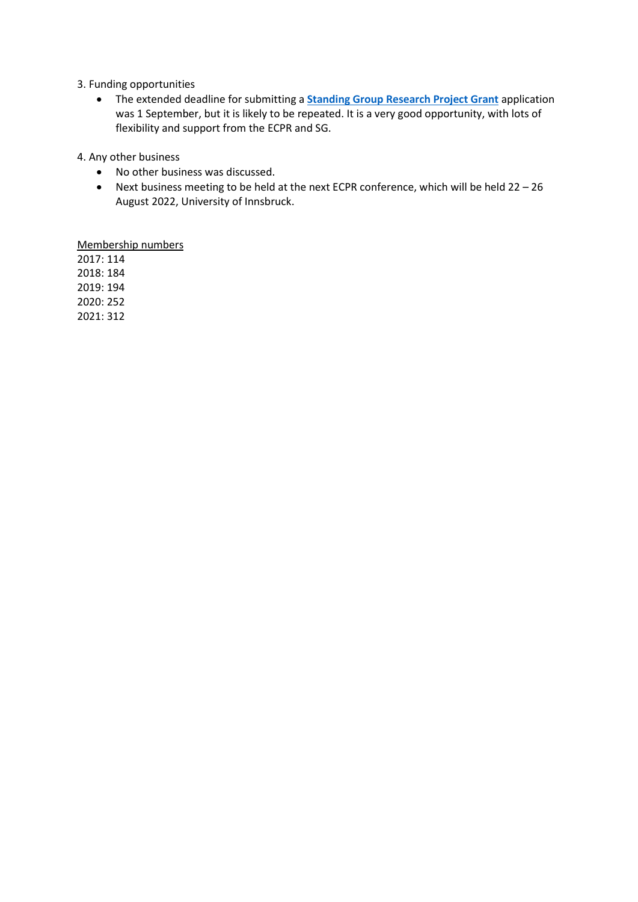3. Funding opportunities

- The extended deadline for submitting a **Standing Group Research Project Grant** application was 1 September, but it is likely to be repeated. It is a very good opportunity, with lots of flexibility and support from the ECPR and SG.

4. Any other business

- No other business was discussed.
- Next business meeting to be held at the next ECPR conference, which will be held 22 – 26 August 2022, University of Innsbruck.

Membership numbers

2017: 114
2018: 184
2019: 194
2020: 252
2021: 312